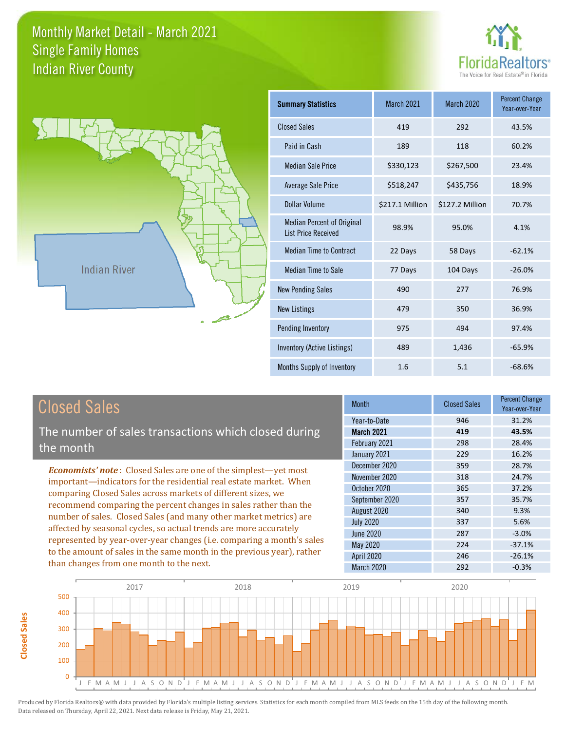# Monthly Market Detail - March 2021
## Single Family Homes
## Indian River County

Indian River

| Summary Statistics | March 2021 | March 2020 | Percent Change Year-over-Year |
|---|---|---|---|
| Closed Sales | 419 | 292 | 43.5% |
| Paid in Cash | 189 | 118 | 60.2% |
| Median Sale Price | $330,123 | $267,500 | 23.4% |
| Average Sale Price | $518,247 | $435,756 | 18.9% |
| Dollar Volume | $217.1 Million | $127.2 Million | 70.7% |
| Median Percent of Original List Price Received | 98.9% | 95.0% | 4.1% |
| Median Time to Contract | 22 Days | 58 Days | -62.1% |
| Median Time to Sale | 77 Days | 104 Days | -26.0% |
| New Pending Sales | 490 | 277 | 76.9% |
| New Listings | 479 | 350 | 36.9% |
| Pending Inventory | 975 | 494 | 97.4% |
| Inventory (Active Listings) | 489 | 1,436 | -65.9% |
| Months Supply of Inventory | 1.6 | 5.1 | -68.6% |

## Closed Sales

The number of sales transactions which closed during the month

***Economists' note***: Closed Sales are one of the simplest—yet most important—indicators for the residential real estate market. When comparing Closed Sales across markets of different sizes, we recommend comparing the percent changes in sales rather than the number of sales. Closed Sales (and many other market metrics) are affected by seasonal cycles, so actual trends are more accurately represented by year-over-year changes (i.e. comparing a month's sales to the amount of sales in the same month in the previous year), rather than changes from one month to the next.

| Month | Closed Sales | Percent Change Year-over-Year |
|---|---|---|
| Year-to-Date | 946 | 31.2% |
| **March 2021** | **419** | **43.5%** |
| February 2021 | 298 | 28.4% |
| January 2021 | 229 | 16.2% |
| December 2020 | 359 | 28.7% |
| November 2020 | 318 | 24.7% |
| October 2020 | 365 | 37.2% |
| September 2020 | 357 | 35.7% |
| August 2020 | 340 | 9.3% |
| July 2020 | 337 | 5.6% |
| June 2020 | 287 | -3.0% |
| May 2020 | 224 | -37.1% |
| April 2020 | 246 | -26.1% |
| March 2020 | 292 | -0.3% |

Produced by Florida Realtors® with data provided by Florida's multiple listing services. Statistics for each month compiled from MLS feeds on the 15th day of the following month. Data released on Thursday, April 22, 2021. Next data release is Friday, May 21, 2021.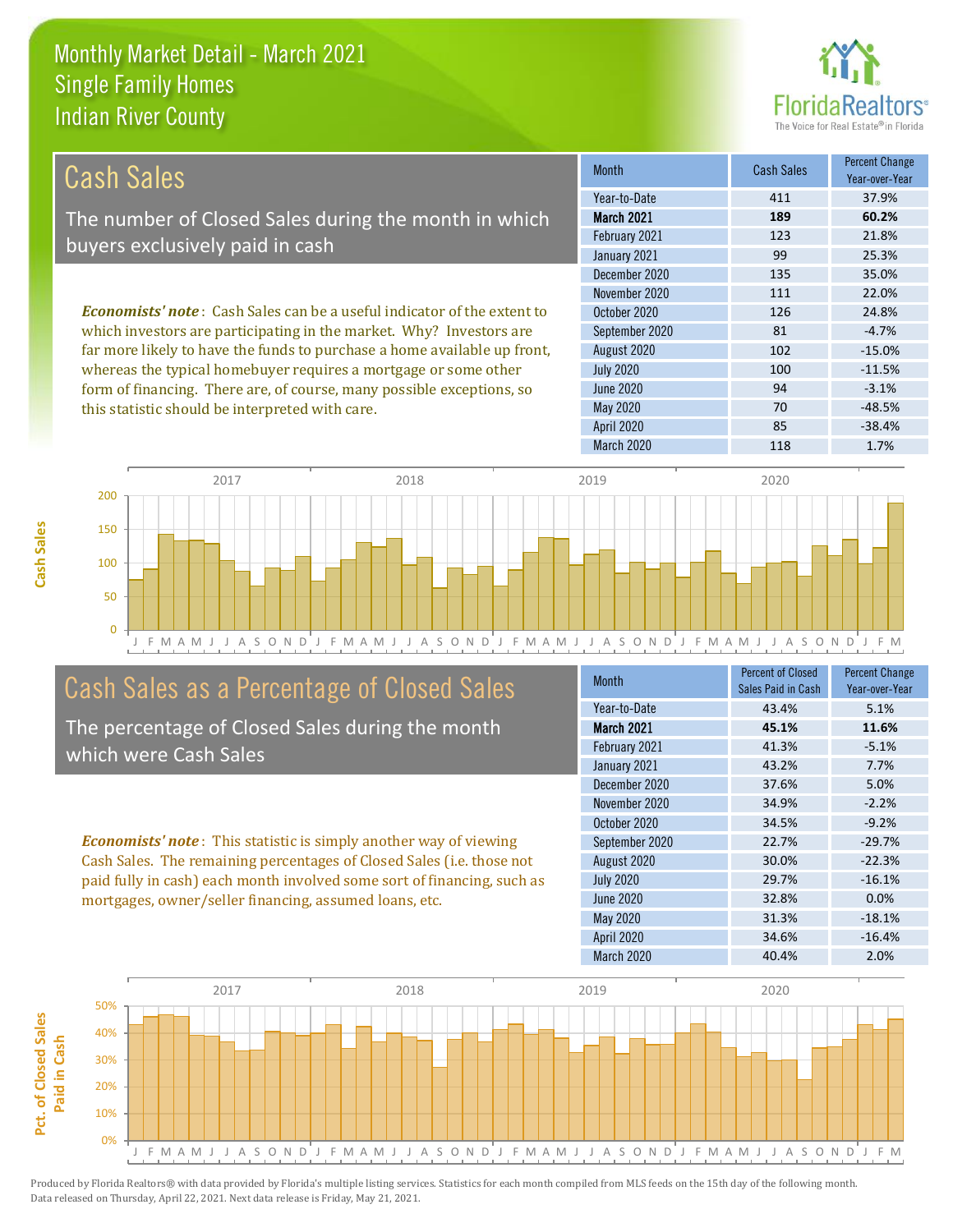Monthly Market Detail - March 2021
Single Family Homes
Indian River County

## Cash Sales

The number of Closed Sales during the month in which buyers exclusively paid in cash

*Economists' note*: Cash Sales can be a useful indicator of the extent to which investors are participating in the market. Why? Investors are far more likely to have the funds to purchase a home available up front, whereas the typical homebuyer requires a mortgage or some other form of financing. There are, of course, many possible exceptions, so this statistic should be interpreted with care.

| Month | Cash Sales | Percent Change Year-over-Year |
|---|---|---|
| Year-to-Date | 411 | 37.9% |
| **March 2021** | **189** | **60.2%** |
| February 2021 | 123 | 21.8% |
| January 2021 | 99 | 25.3% |
| December 2020 | 135 | 35.0% |
| November 2020 | 111 | 22.0% |
| October 2020 | 126 | 24.8% |
| September 2020 | 81 | -4.7% |
| August 2020 | 102 | -15.0% |
| July 2020 | 100 | -11.5% |
| June 2020 | 94 | -3.1% |
| May 2020 | 70 | -48.5% |
| April 2020 | 85 | -38.4% |
| March 2020 | 118 | 1.7% |

## Cash Sales as a Percentage of Closed Sales

The percentage of Closed Sales during the month which were Cash Sales

*Economists' note*: This statistic is simply another way of viewing Cash Sales. The remaining percentages of Closed Sales (i.e. those not paid fully in cash) each month involved some sort of financing, such as mortgages, owner/seller financing, assumed loans, etc.

| Month | Percent of Closed Sales Paid in Cash | Percent Change Year-over-Year |
|---|---|---|
| Year-to-Date | 43.4% | 5.1% |
| **March 2021** | **45.1%** | **11.6%** |
| February 2021 | 41.3% | -5.1% |
| January 2021 | 43.2% | 7.7% |
| December 2020 | 37.6% | 5.0% |
| November 2020 | 34.9% | -2.2% |
| October 2020 | 34.5% | -9.2% |
| September 2020 | 22.7% | -29.7% |
| August 2020 | 30.0% | -22.3% |
| July 2020 | 29.7% | -16.1% |
| June 2020 | 32.8% | 0.0% |
| May 2020 | 31.3% | -18.1% |
| April 2020 | 34.6% | -16.4% |
| March 2020 | 40.4% | 2.0% |

Produced by Florida Realtors® with data provided by Florida's multiple listing services. Statistics for each month compiled from MLS feeds on the 15th day of the following month. Data released on Thursday, April 22, 2021. Next data release is Friday, May 21, 2021.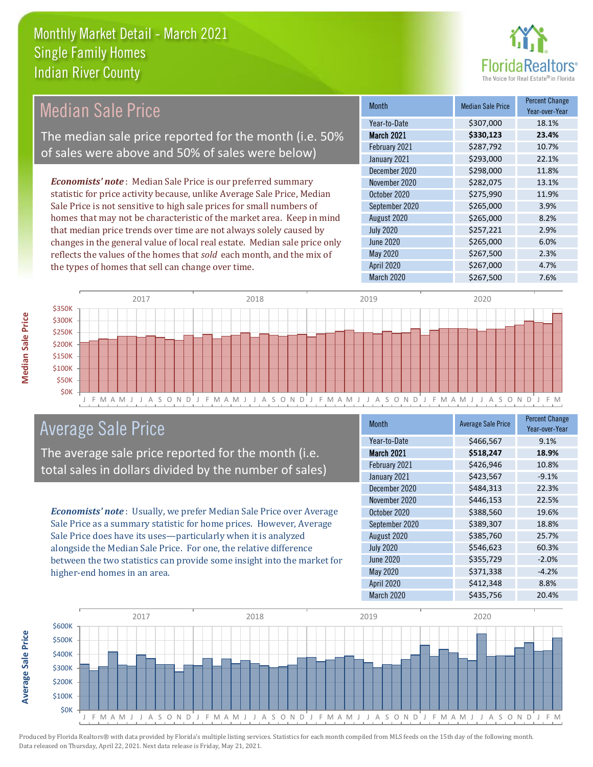# Monthly Market Detail - March 2021
## Single Family Homes
## Indian River County

## Median Sale Price

The median sale price reported for the month (i.e. 50% of sales were above and 50% of sales were below)

***Economists' note***: Median Sale Price is our preferred summary statistic for price activity because, unlike Average Sale Price, Median Sale Price is not sensitive to high sale prices for small numbers of homes that may not be characteristic of the market area. Keep in mind that median price trends over time are not always solely caused by changes in the general value of local real estate. Median sale price only reflects the values of the homes that *sold* each month, and the mix of the types of homes that sell can change over time.

| Month | Median Sale Price | Percent Change Year-over-Year |
|---|---|---|
| Year-to-Date | $307,000 | 18.1% |
| **March 2021** | **$330,123** | **23.4%** |
| February 2021 | $287,792 | 10.7% |
| January 2021 | $293,000 | 22.1% |
| December 2020 | $298,000 | 11.8% |
| November 2020 | $282,075 | 13.1% |
| October 2020 | $275,990 | 11.9% |
| September 2020 | $265,000 | 3.9% |
| August 2020 | $265,000 | 8.2% |
| July 2020 | $257,221 | 2.9% |
| June 2020 | $265,000 | 6.0% |
| May 2020 | $267,500 | 2.3% |
| April 2020 | $267,000 | 4.7% |
| March 2020 | $267,500 | 7.6% |

## Average Sale Price

The average sale price reported for the month (i.e. total sales in dollars divided by the number of sales)

***Economists' note***: Usually, we prefer Median Sale Price over Average Sale Price as a summary statistic for home prices. However, Average Sale Price does have its uses—particularly when it is analyzed alongside the Median Sale Price. For one, the relative difference between the two statistics can provide some insight into the market for higher-end homes in an area.

| Month | Average Sale Price | Percent Change Year-over-Year |
|---|---|---|
| Year-to-Date | $466,567 | 9.1% |
| **March 2021** | **$518,247** | **18.9%** |
| February 2021 | $426,946 | 10.8% |
| January 2021 | $423,567 | -9.1% |
| December 2020 | $484,313 | 22.3% |
| November 2020 | $446,153 | 22.5% |
| October 2020 | $388,560 | 19.6% |
| September 2020 | $389,307 | 18.8% |
| August 2020 | $385,760 | 25.7% |
| July 2020 | $546,623 | 60.3% |
| June 2020 | $355,729 | -2.0% |
| May 2020 | $371,338 | -4.2% |
| April 2020 | $412,348 | 8.8% |
| March 2020 | $435,756 | 20.4% |

Produced by Florida Realtors® with data provided by Florida's multiple listing services. Statistics for each month compiled from MLS feeds on the 15th day of the following month. Data released on Thursday, April 22, 2021. Next data release is Friday, May 21, 2021.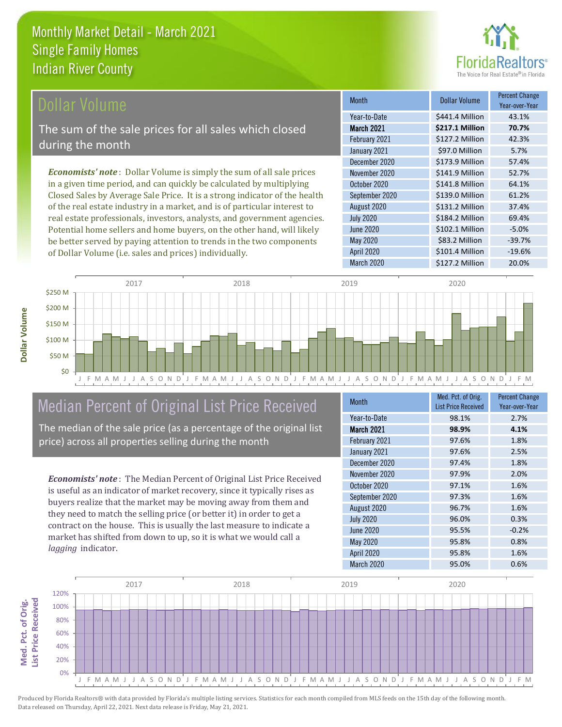# Monthly Market Detail - March 2021
## Single Family Homes
## Indian River County

## Dollar Volume

The sum of the sale prices for all sales which closed during the month

*Economists' note*: Dollar Volume is simply the sum of all sale prices in a given time period, and can quickly be calculated by multiplying Closed Sales by Average Sale Price. It is a strong indicator of the health of the real estate industry in a market, and is of particular interest to real estate professionals, investors, analysts, and government agencies. Potential home sellers and home buyers, on the other hand, will likely be better served by paying attention to trends in the two components of Dollar Volume (i.e. sales and prices) individually.

| Month | Dollar Volume | Percent Change Year-over-Year |
|---|---|---|
| Year-to-Date | $441.4 Million | 43.1% |
| **March 2021** | **$217.1 Million** | **70.7%** |
| February 2021 | $127.2 Million | 42.3% |
| January 2021 | $97.0 Million | 5.7% |
| December 2020 | $173.9 Million | 57.4% |
| November 2020 | $141.9 Million | 52.7% |
| October 2020 | $141.8 Million | 64.1% |
| September 2020 | $139.0 Million | 61.2% |
| August 2020 | $131.2 Million | 37.4% |
| July 2020 | $184.2 Million | 69.4% |
| June 2020 | $102.1 Million | -5.0% |
| May 2020 | $83.2 Million | -39.7% |
| April 2020 | $101.4 Million | -19.6% |
| March 2020 | $127.2 Million | 20.0% |

## Median Percent of Original List Price Received

The median of the sale price (as a percentage of the original list price) across all properties selling during the month

*Economists' note*: The Median Percent of Original List Price Received is useful as an indicator of market recovery, since it typically rises as buyers realize that the market may be moving away from them and they need to match the selling price (or better it) in order to get a contract on the house. This is usually the last measure to indicate a market has shifted from down to up, so it is what we would call a *lagging* indicator.

| Month | Med. Pct. of Orig. List Price Received | Percent Change Year-over-Year |
|---|---|---|
| Year-to-Date | 98.1% | 2.7% |
| **March 2021** | **98.9%** | **4.1%** |
| February 2021 | 97.6% | 1.8% |
| January 2021 | 97.6% | 2.5% |
| December 2020 | 97.4% | 1.8% |
| November 2020 | 97.9% | 2.0% |
| October 2020 | 97.1% | 1.6% |
| September 2020 | 97.3% | 1.6% |
| August 2020 | 96.7% | 1.6% |
| July 2020 | 96.0% | 0.3% |
| June 2020 | 95.5% | -0.2% |
| May 2020 | 95.8% | 0.8% |
| April 2020 | 95.8% | 1.6% |
| March 2020 | 95.0% | 0.6% |

Produced by Florida Realtors® with data provided by Florida's multiple listing services. Statistics for each month compiled from MLS feeds on the 15th day of the following month. Data released on Thursday, April 22, 2021. Next data release is Friday, May 21, 2021.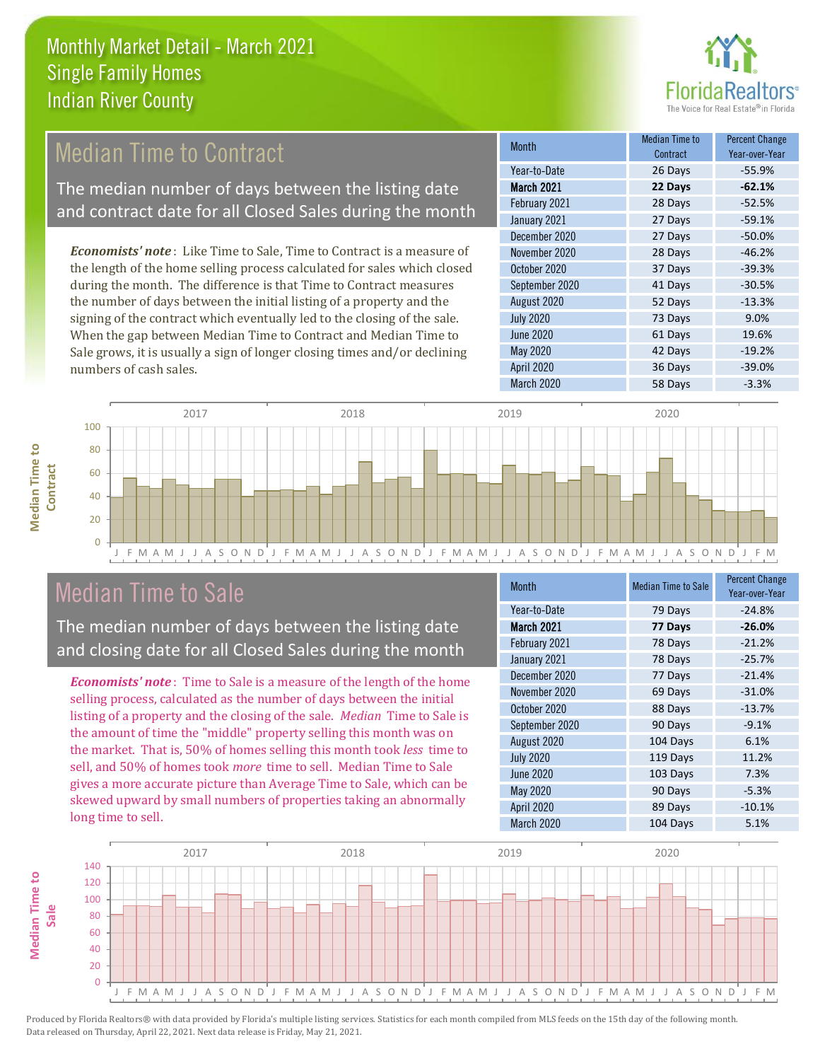# Monthly Market Detail - March 2021
## Single Family Homes
## Indian River County

## Median Time to Contract

The median number of days between the listing date and contract date for all Closed Sales during the month

*Economists' note*: Like Time to Sale, Time to Contract is a measure of the length of the home selling process calculated for sales which closed during the month. The difference is that Time to Contract measures the number of days between the initial listing of a property and the signing of the contract which eventually led to the closing of the sale. When the gap between Median Time to Contract and Median Time to Sale grows, it is usually a sign of longer closing times and/or declining numbers of cash sales.

| Month | Median Time to Contract | Percent Change Year-over-Year |
|---|---|---|
| Year-to-Date | 26 Days | -55.9% |
| **March 2021** | **22 Days** | **-62.1%** |
| February 2021 | 28 Days | -52.5% |
| January 2021 | 27 Days | -59.1% |
| December 2020 | 27 Days | -50.0% |
| November 2020 | 28 Days | -46.2% |
| October 2020 | 37 Days | -39.3% |
| September 2020 | 41 Days | -30.5% |
| August 2020 | 52 Days | -13.3% |
| July 2020 | 73 Days | 9.0% |
| June 2020 | 61 Days | 19.6% |
| May 2020 | 42 Days | -19.2% |
| April 2020 | 36 Days | -39.0% |
| March 2020 | 58 Days | -3.3% |

## Median Time to Sale

The median number of days between the listing date and closing date for all Closed Sales during the month

*Economists' note*: Time to Sale is a measure of the length of the home selling process, calculated as the number of days between the initial listing of a property and the closing of the sale. *Median* Time to Sale is the amount of time the "middle" property selling this month was on the market. That is, 50% of homes selling this month took *less* time to sell, and 50% of homes took *more* time to sell. Median Time to Sale gives a more accurate picture than Average Time to Sale, which can be skewed upward by small numbers of properties taking an abnormally long time to sell.

| Month | Median Time to Sale | Percent Change Year-over-Year |
|---|---|---|
| Year-to-Date | 79 Days | -24.8% |
| **March 2021** | **77 Days** | **-26.0%** |
| February 2021 | 78 Days | -21.2% |
| January 2021 | 78 Days | -25.7% |
| December 2020 | 77 Days | -21.4% |
| November 2020 | 69 Days | -31.0% |
| October 2020 | 88 Days | -13.7% |
| September 2020 | 90 Days | -9.1% |
| August 2020 | 104 Days | 6.1% |
| July 2020 | 119 Days | 11.2% |
| June 2020 | 103 Days | 7.3% |
| May 2020 | 90 Days | -5.3% |
| April 2020 | 89 Days | -10.1% |
| March 2020 | 104 Days | 5.1% |

Produced by Florida Realtors® with data provided by Florida's multiple listing services. Statistics for each month compiled from MLS feeds on the 15th day of the following month. Data released on Thursday, April 22, 2021. Next data release is Friday, May 21, 2021.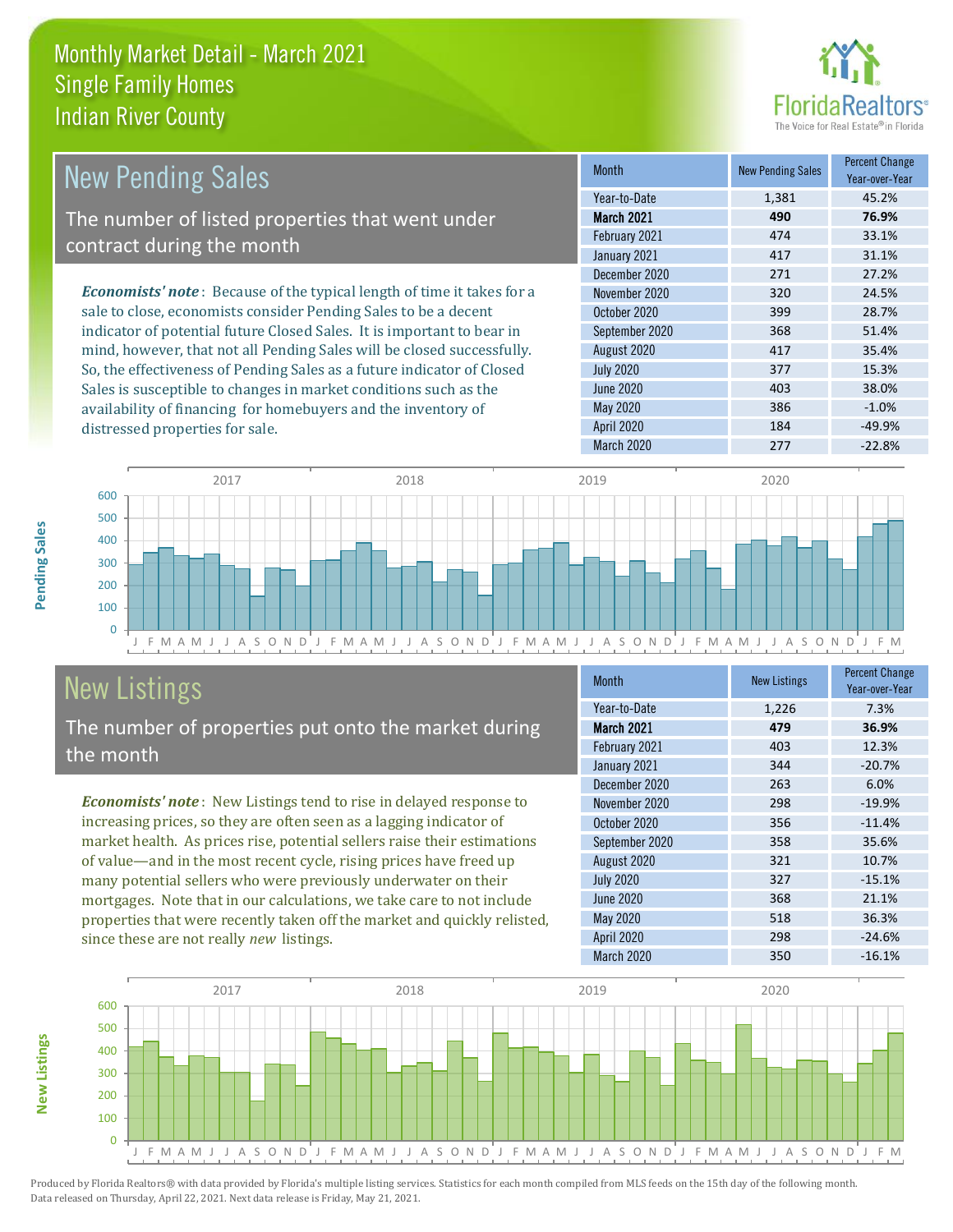# Monthly Market Detail - March 2021
## Single Family Homes
## Indian River County

## New Pending Sales

The number of listed properties that went under contract during the month

*Economists' note*: Because of the typical length of time it takes for a sale to close, economists consider Pending Sales to be a decent indicator of potential future Closed Sales. It is important to bear in mind, however, that not all Pending Sales will be closed successfully. So, the effectiveness of Pending Sales as a future indicator of Closed Sales is susceptible to changes in market conditions such as the availability of financing for homebuyers and the inventory of distressed properties for sale.

| Month | New Pending Sales | Percent Change Year-over-Year |
|---|---|---|
| Year-to-Date | 1,381 | 45.2% |
| **March 2021** | **490** | **76.9%** |
| February 2021 | 474 | 33.1% |
| January 2021 | 417 | 31.1% |
| December 2020 | 271 | 27.2% |
| November 2020 | 320 | 24.5% |
| October 2020 | 399 | 28.7% |
| September 2020 | 368 | 51.4% |
| August 2020 | 417 | 35.4% |
| July 2020 | 377 | 15.3% |
| June 2020 | 403 | 38.0% |
| May 2020 | 386 | -1.0% |
| April 2020 | 184 | -49.9% |
| March 2020 | 277 | -22.8% |

## New Listings

The number of properties put onto the market during the month

*Economists' note*: New Listings tend to rise in delayed response to increasing prices, so they are often seen as a lagging indicator of market health. As prices rise, potential sellers raise their estimations of value—and in the most recent cycle, rising prices have freed up many potential sellers who were previously underwater on their mortgages. Note that in our calculations, we take care to not include properties that were recently taken off the market and quickly relisted, since these are not really *new* listings.

| Month | New Listings | Percent Change Year-over-Year |
|---|---|---|
| Year-to-Date | 1,226 | 7.3% |
| **March 2021** | **479** | **36.9%** |
| February 2021 | 403 | 12.3% |
| January 2021 | 344 | -20.7% |
| December 2020 | 263 | 6.0% |
| November 2020 | 298 | -19.9% |
| October 2020 | 356 | -11.4% |
| September 2020 | 358 | 35.6% |
| August 2020 | 321 | 10.7% |
| July 2020 | 327 | -15.1% |
| June 2020 | 368 | 21.1% |
| May 2020 | 518 | 36.3% |
| April 2020 | 298 | -24.6% |
| March 2020 | 350 | -16.1% |

Produced by Florida Realtors® with data provided by Florida's multiple listing services. Statistics for each month compiled from MLS feeds on the 15th day of the following month. Data released on Thursday, April 22, 2021. Next data release is Friday, May 21, 2021.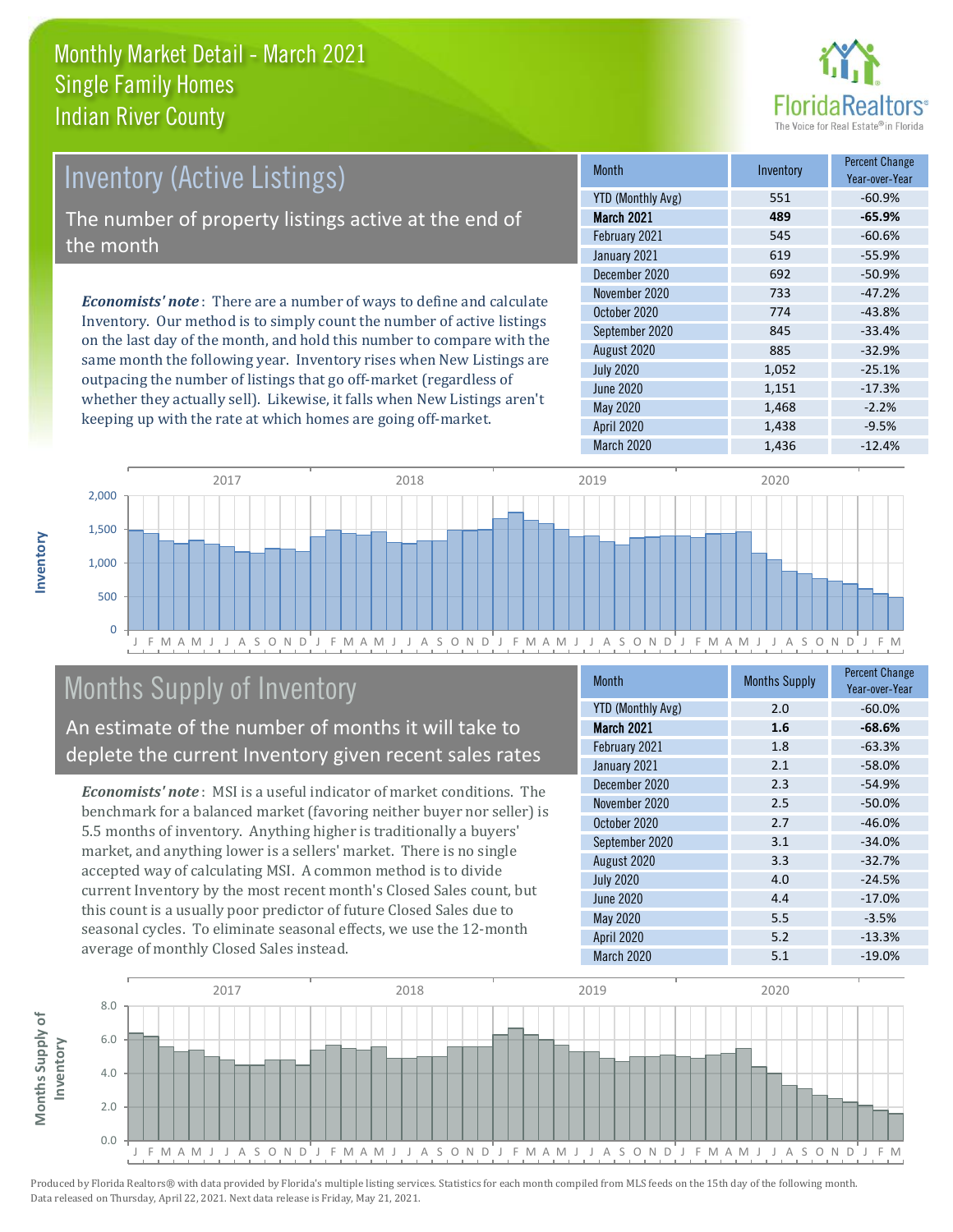# Monthly Market Detail - March 2021
## Single Family Homes
## Indian River County

## Inventory (Active Listings)

The number of property listings active at the end of the month

*Economists' note*: There are a number of ways to define and calculate Inventory. Our method is to simply count the number of active listings on the last day of the month, and hold this number to compare with the same month the following year. Inventory rises when New Listings are outpacing the number of listings that go off-market (regardless of whether they actually sell). Likewise, it falls when New Listings aren't keeping up with the rate at which homes are going off-market.

| Month | Inventory | Percent Change Year-over-Year |
|---|---|---|
| YTD (Monthly Avg) | 551 | -60.9% |
| **March 2021** | **489** | **-65.9%** |
| February 2021 | 545 | -60.6% |
| January 2021 | 619 | -55.9% |
| December 2020 | 692 | -50.9% |
| November 2020 | 733 | -47.2% |
| October 2020 | 774 | -43.8% |
| September 2020 | 845 | -33.4% |
| August 2020 | 885 | -32.9% |
| July 2020 | 1,052 | -25.1% |
| June 2020 | 1,151 | -17.3% |
| May 2020 | 1,468 | -2.2% |
| April 2020 | 1,438 | -9.5% |
| March 2020 | 1,436 | -12.4% |

## Months Supply of Inventory

An estimate of the number of months it will take to deplete the current Inventory given recent sales rates

*Economists' note*: MSI is a useful indicator of market conditions. The benchmark for a balanced market (favoring neither buyer nor seller) is 5.5 months of inventory. Anything higher is traditionally a buyers' market, and anything lower is a sellers' market. There is no single accepted way of calculating MSI. A common method is to divide current Inventory by the most recent month's Closed Sales count, but this count is a usually poor predictor of future Closed Sales due to seasonal cycles. To eliminate seasonal effects, we use the 12-month average of monthly Closed Sales instead.

| Month | Months Supply | Percent Change Year-over-Year |
|---|---|---|
| YTD (Monthly Avg) | 2.0 | -60.0% |
| **March 2021** | **1.6** | **-68.6%** |
| February 2021 | 1.8 | -63.3% |
| January 2021 | 2.1 | -58.0% |
| December 2020 | 2.3 | -54.9% |
| November 2020 | 2.5 | -50.0% |
| October 2020 | 2.7 | -46.0% |
| September 2020 | 3.1 | -34.0% |
| August 2020 | 3.3 | -32.7% |
| July 2020 | 4.0 | -24.5% |
| June 2020 | 4.4 | -17.0% |
| May 2020 | 5.5 | -3.5% |
| April 2020 | 5.2 | -13.3% |
| March 2020 | 5.1 | -19.0% |

Produced by Florida Realtors® with data provided by Florida's multiple listing services. Statistics for each month compiled from MLS feeds on the 15th day of the following month. Data released on Thursday, April 22, 2021. Next data release is Friday, May 21, 2021.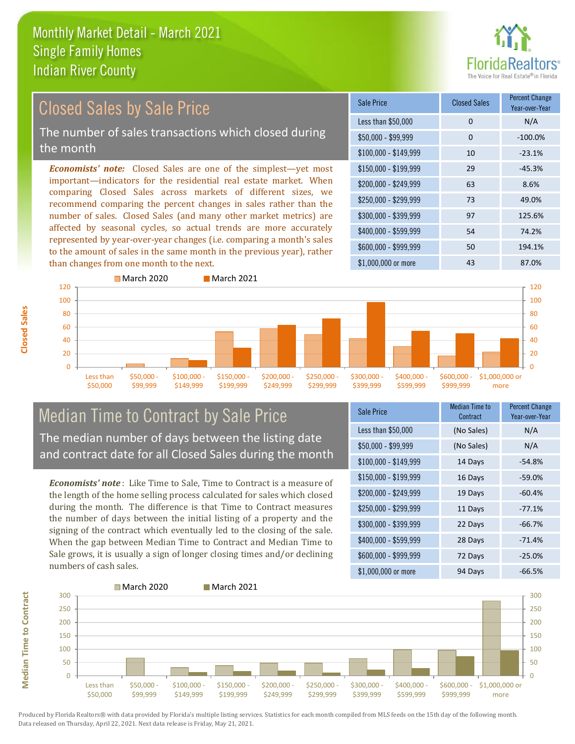# Monthly Market Detail - March 2021
## Single Family Homes
## Indian River County

## Closed Sales by Sale Price

The number of sales transactions which closed during the month

*Economists' note:* Closed Sales are one of the simplest—yet most important—indicators for the residential real estate market. When comparing Closed Sales across markets of different sizes, we recommend comparing the percent changes in sales rather than the number of sales. Closed Sales (and many other market metrics) are affected by seasonal cycles, so actual trends are more accurately represented by year-over-year changes (i.e. comparing a month's sales to the amount of sales in the same month in the previous year), rather than changes from one month to the next.

| Sale Price | Closed Sales | Percent Change Year-over-Year |
|---|---|---|
| Less than $50,000 | 0 | N/A |
| $50,000 - $99,999 | 0 | -100.0% |
| $100,000 - $149,999 | 10 | -23.1% |
| $150,000 - $199,999 | 29 | -45.3% |
| $200,000 - $249,999 | 63 | 8.6% |
| $250,000 - $299,999 | 73 | 49.0% |
| $300,000 - $399,999 | 97 | 125.6% |
| $400,000 - $599,999 | 54 | 74.2% |
| $600,000 - $999,999 | 50 | 194.1% |
| $1,000,000 or more | 43 | 87.0% |

## Median Time to Contract by Sale Price

The median number of days between the listing date and contract date for all Closed Sales during the month

*Economists' note*: Like Time to Sale, Time to Contract is a measure of the length of the home selling process calculated for sales which closed during the month. The difference is that Time to Contract measures the number of days between the initial listing of a property and the signing of the contract which eventually led to the closing of the sale. When the gap between Median Time to Contract and Median Time to Sale grows, it is usually a sign of longer closing times and/or declining numbers of cash sales.

| Sale Price | Median Time to Contract | Percent Change Year-over-Year |
|---|---|---|
| Less than $50,000 | (No Sales) | N/A |
| $50,000 - $99,999 | (No Sales) | N/A |
| $100,000 - $149,999 | 14 Days | -54.8% |
| $150,000 - $199,999 | 16 Days | -59.0% |
| $200,000 - $249,999 | 19 Days | -60.4% |
| $250,000 - $299,999 | 11 Days | -77.1% |
| $300,000 - $399,999 | 22 Days | -66.7% |
| $400,000 - $599,999 | 28 Days | -71.4% |
| $600,000 - $999,999 | 72 Days | -25.0% |
| $1,000,000 or more | 94 Days | -66.5% |

Produced by Florida Realtors® with data provided by Florida's multiple listing services. Statistics for each month compiled from MLS feeds on the 15th day of the following month. Data released on Thursday, April 22, 2021. Next data release is Friday, May 21, 2021.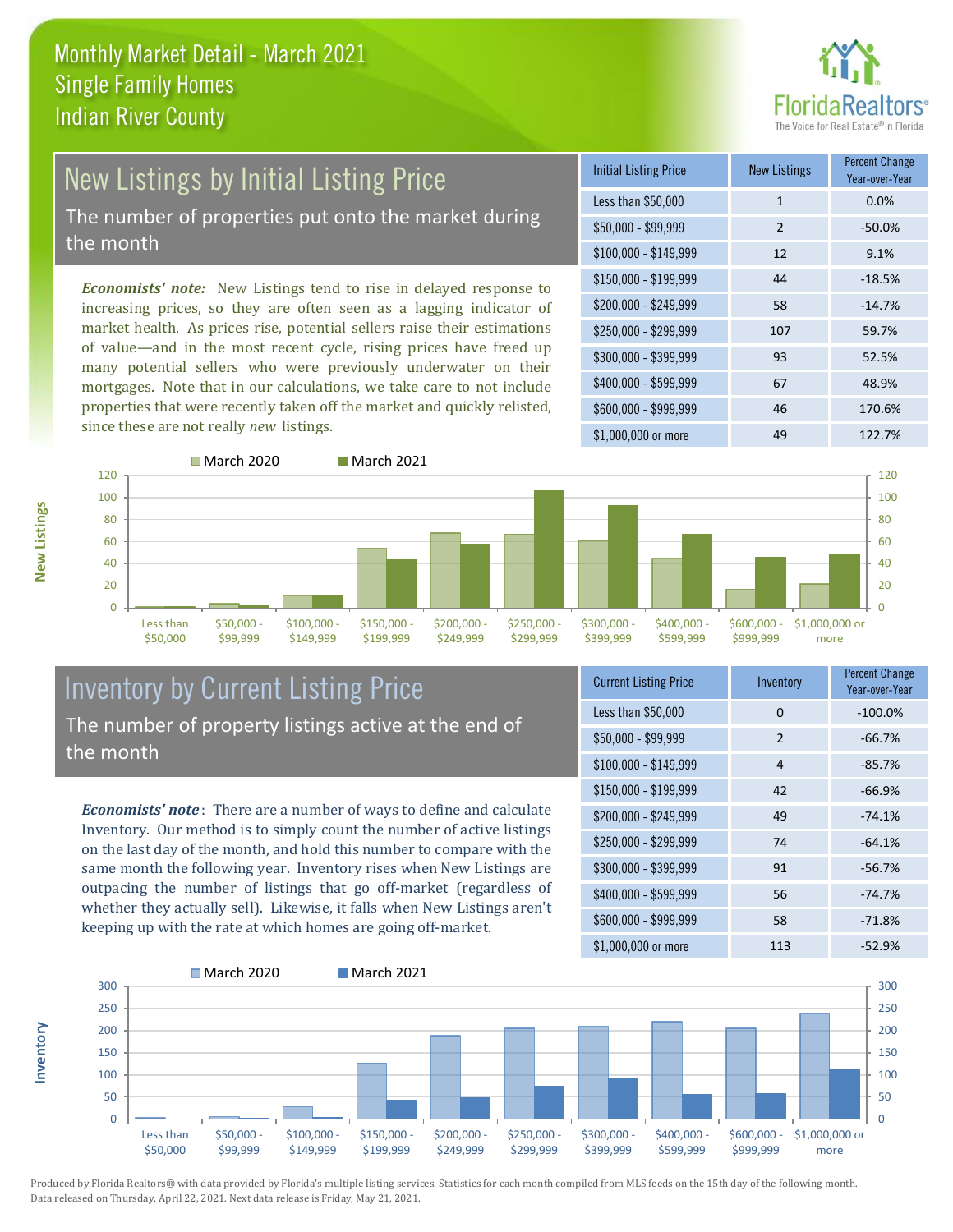Monthly Market Detail - March 2021
Single Family Homes
Indian River County

## New Listings by Initial Listing Price

The number of properties put onto the market during the month

***Economists' note:*** New Listings tend to rise in delayed response to increasing prices, so they are often seen as a lagging indicator of market health. As prices rise, potential sellers raise their estimations of value—and in the most recent cycle, rising prices have freed up many potential sellers who were previously underwater on their mortgages. Note that in our calculations, we take care to not include properties that were recently taken off the market and quickly relisted, since these are not really *new* listings.

| Initial Listing Price | New Listings | Percent Change Year-over-Year |
|---|---|---|
| Less than $50,000 | 1 | 0.0% |
| $50,000 - $99,999 | 2 | -50.0% |
| $100,000 - $149,999 | 12 | 9.1% |
| $150,000 - $199,999 | 44 | -18.5% |
| $200,000 - $249,999 | 58 | -14.7% |
| $250,000 - $299,999 | 107 | 59.7% |
| $300,000 - $399,999 | 93 | 52.5% |
| $400,000 - $599,999 | 67 | 48.9% |
| $600,000 - $999,999 | 46 | 170.6% |
| $1,000,000 or more | 49 | 122.7% |

## Inventory by Current Listing Price

The number of property listings active at the end of the month

***Economists' note*:** There are a number of ways to define and calculate Inventory. Our method is to simply count the number of active listings on the last day of the month, and hold this number to compare with the same month the following year. Inventory rises when New Listings are outpacing the number of listings that go off-market (regardless of whether they actually sell). Likewise, it falls when New Listings aren't keeping up with the rate at which homes are going off-market.

| Current Listing Price | Inventory | Percent Change Year-over-Year |
|---|---|---|
| Less than $50,000 | 0 | -100.0% |
| $50,000 - $99,999 | 2 | -66.7% |
| $100,000 - $149,999 | 4 | -85.7% |
| $150,000 - $199,999 | 42 | -66.9% |
| $200,000 - $249,999 | 49 | -74.1% |
| $250,000 - $299,999 | 74 | -64.1% |
| $300,000 - $399,999 | 91 | -56.7% |
| $400,000 - $599,999 | 56 | -74.7% |
| $600,000 - $999,999 | 58 | -71.8% |
| $1,000,000 or more | 113 | -52.9% |

Produced by Florida Realtors® with data provided by Florida's multiple listing services. Statistics for each month compiled from MLS feeds on the 15th day of the following month. Data released on Thursday, April 22, 2021. Next data release is Friday, May 21, 2021.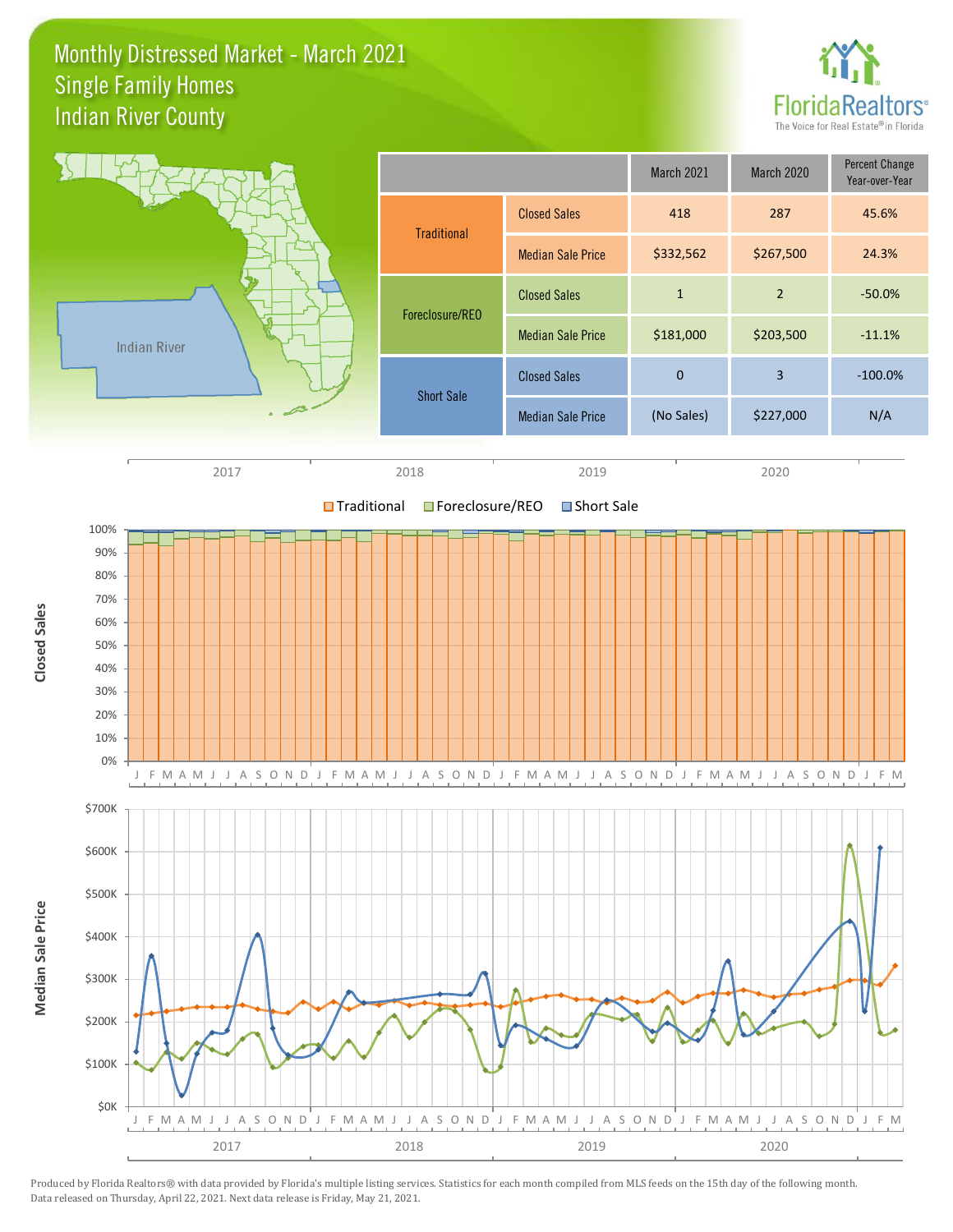# Monthly Distressed Market - March 2021
## Single Family Homes
## Indian River County

FloridaRealtors®
The Voice for Real Estate® in Florida

Indian River

| | | March 2021 | March 2020 | Percent Change Year-over-Year |
|---|---|---|---|---|
| Traditional | Closed Sales | 418 | 287 | 45.6% |
| | Median Sale Price | $332,562 | $267,500 | 24.3% |
| Foreclosure/REO | Closed Sales | 1 | 2 | -50.0% |
| | Median Sale Price | $181,000 | $203,500 | -11.1% |
| Short Sale | Closed Sales | 0 | 3 | -100.0% |
| | Median Sale Price | (No Sales) | $227,000 | N/A |

2017 2018 2019 2020

Traditional Foreclosure/REO Short Sale

Closed Sales

100% 90% 80% 70% 60% 50% 40% 30% 20% 10% 0%

J F M A M J J A S O N D J F M A M J J A S O N D J F M A M J J A S O N D J F M A M J J A S O N D J F M

Median Sale Price

$700K $600K $500K $400K $300K $200K $100K $0K

J F M A M J J A S O N D J F M A M J J A S O N D J F M A M J J A S O N D J F M A M J J A S O N D J F M

2017 2018 2019 2020

Produced by Florida Realtors® with data provided by Florida's multiple listing services. Statistics for each month compiled from MLS feeds on the 15th day of the following month. Data released on Thursday, April 22, 2021. Next data release is Friday, May 21, 2021.